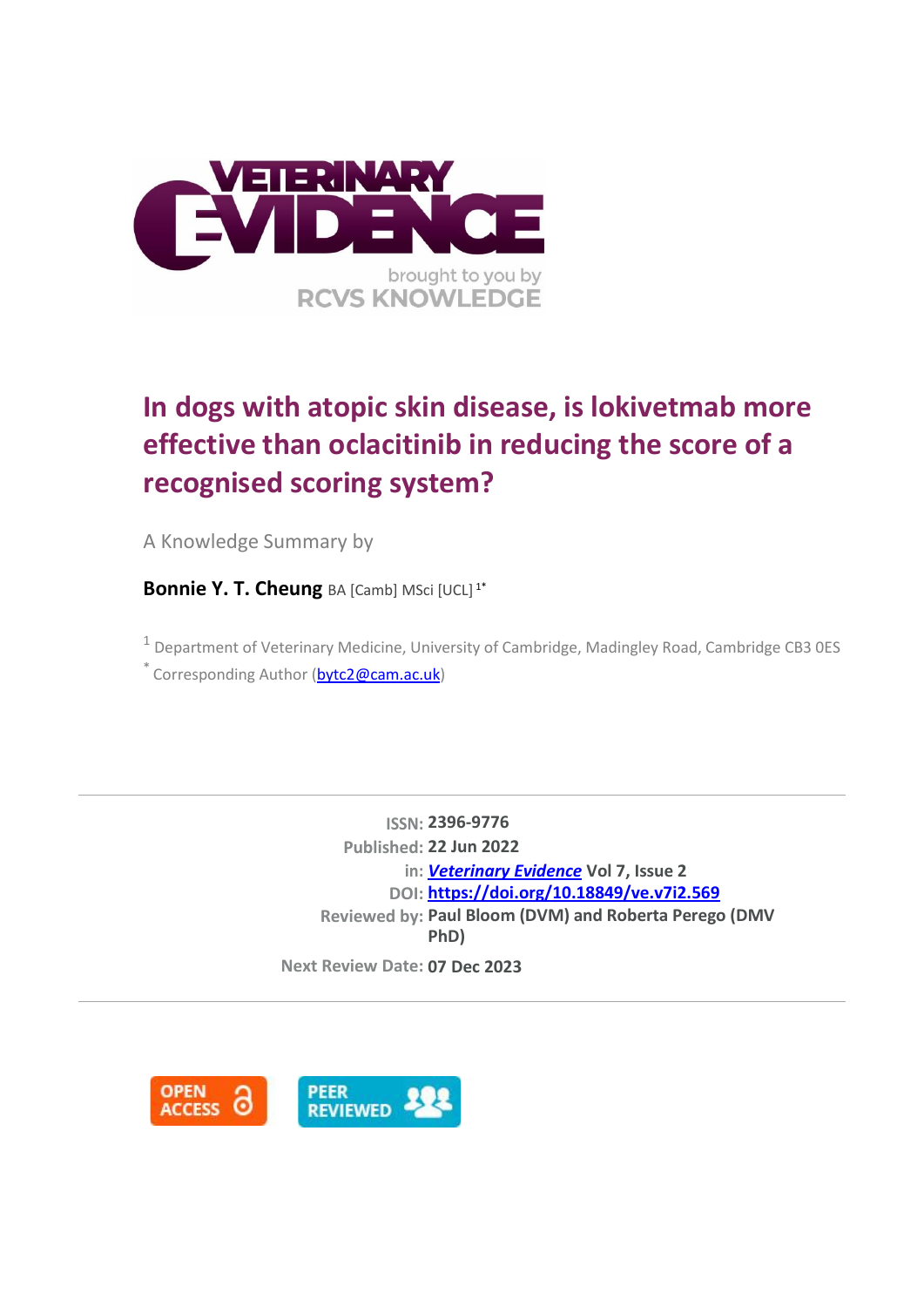# In dogs with atopic skin disease, is lokivetmab more effective than oclacitinib in reducing the score of a recognised scoring system?

A Knowledge Summary by

**Bonnie Y. T. Cheung** BA [Camb] MSci [UCL] [1*]

[1] Department of Veterinary Medicine, University of Cambridge, Madingley Road, Cambridge CB3 0ES

[*] Corresponding Author (bytc2@cam.ac.uk)

**ISSN:** 2396-9776

**Published:** 22 Jun 2022

**in:** *Veterinary Evidence* Vol 7, Issue 2

**DOI:** https://doi.org/10.18849/ve.v7i2.569

**Reviewed by:** Paul Bloom (DVM) and Roberta Perego (DMV PhD)

**Next Review Date:** 07 Dec 2023

OPEN ACCESS

PEER REVIEWED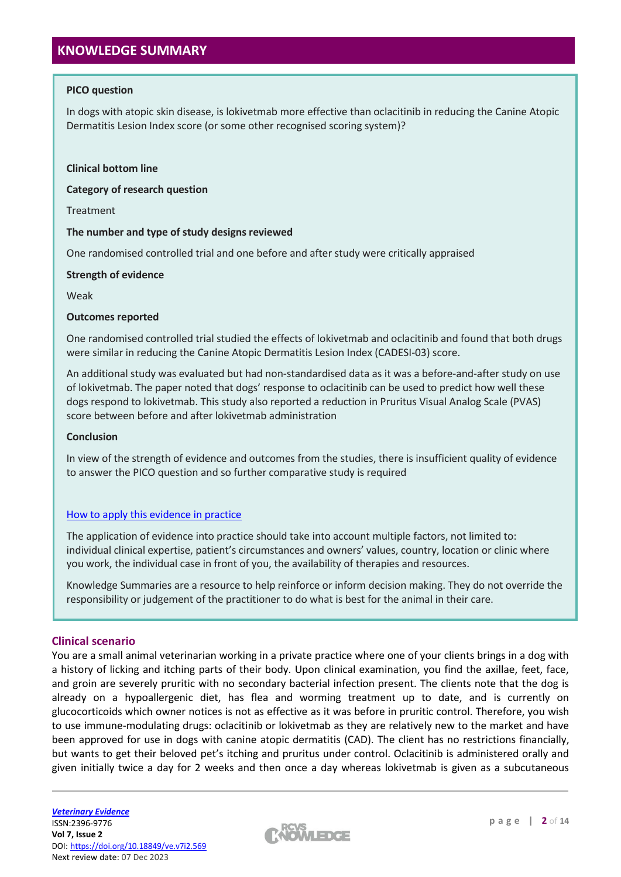## KNOWLEDGE SUMMARY

**PICO question**

In dogs with atopic skin disease, is lokivetmab more effective than oclacitinib in reducing the Canine Atopic Dermatitis Lesion Index score (or some other recognised scoring system)?

**Clinical bottom line**

**Category of research question**

Treatment

**The number and type of study designs reviewed**

One randomised controlled trial and one before and after study were critically appraised

**Strength of evidence**

Weak

**Outcomes reported**

One randomised controlled trial studied the effects of lokivetmab and oclacitinib and found that both drugs were similar in reducing the Canine Atopic Dermatitis Lesion Index (CADESI-03) score.

An additional study was evaluated but had non-standardised data as it was a before-and-after study on use of lokivetmab. The paper noted that dogs' response to oclacitinib can be used to predict how well these dogs respond to lokivetmab. This study also reported a reduction in Pruritus Visual Analog Scale (PVAS) score between before and after lokivetmab administration

**Conclusion**

In view of the strength of evidence and outcomes from the studies, there is insufficient quality of evidence to answer the PICO question and so further comparative study is required

How to apply this evidence in practice

The application of evidence into practice should take into account multiple factors, not limited to: individual clinical expertise, patient's circumstances and owners' values, country, location or clinic where you work, the individual case in front of you, the availability of therapies and resources.

Knowledge Summaries are a resource to help reinforce or inform decision making. They do not override the responsibility or judgement of the practitioner to do what is best for the animal in their care.

## Clinical scenario

You are a small animal veterinarian working in a private practice where one of your clients brings in a dog with a history of licking and itching parts of their body. Upon clinical examination, you find the axillae, feet, face, and groin are severely pruritic with no secondary bacterial infection present. The clients note that the dog is already on a hypoallergenic diet, has flea and worming treatment up to date, and is currently on glucocorticoids which owner notices is not as effective as it was before in pruritic control. Therefore, you wish to use immune-modulating drugs: oclacitinib or lokivetmab as they are relatively new to the market and have been approved for use in dogs with canine atopic dermatitis (CAD). The client has no restrictions financially, but wants to get their beloved pet's itching and pruritus under control. Oclacitinib is administered orally and given initially twice a day for 2 weeks and then once a day whereas lokivetmab is given as a subcutaneous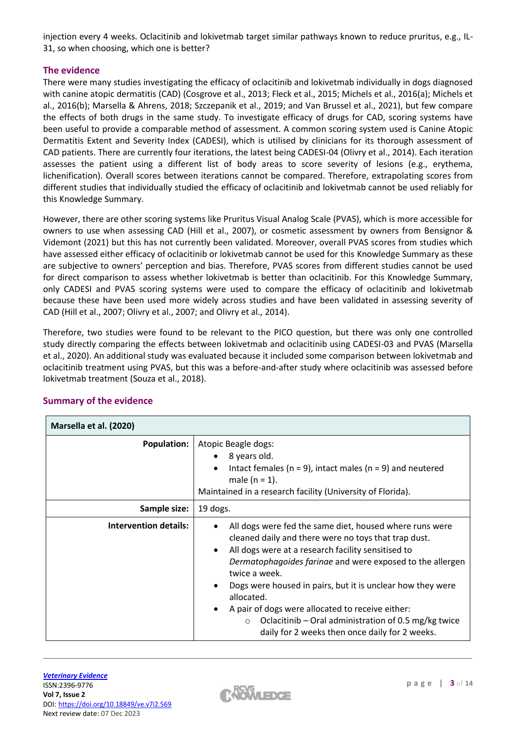injection every 4 weeks. Oclacitinib and lokivetmab target similar pathways known to reduce pruritus, e.g., IL-31, so when choosing, which one is better?

## The evidence

There were many studies investigating the efficacy of oclacitinib and lokivetmab individually in dogs diagnosed with canine atopic dermatitis (CAD) (Cosgrove et al., 2013; Fleck et al., 2015; Michels et al., 2016(a); Michels et al., 2016(b); Marsella & Ahrens, 2018; Szczepanik et al., 2019; and Van Brussel et al., 2021), but few compare the effects of both drugs in the same study. To investigate efficacy of drugs for CAD, scoring systems have been useful to provide a comparable method of assessment. A common scoring system used is Canine Atopic Dermatitis Extent and Severity Index (CADESI), which is utilised by clinicians for its thorough assessment of CAD patients. There are currently four iterations, the latest being CADESI-04 (Olivry et al., 2014). Each iteration assesses the patient using a different list of body areas to score severity of lesions (e.g., erythema, lichenification). Overall scores between iterations cannot be compared. Therefore, extrapolating scores from different studies that individually studied the efficacy of oclacitinib and lokivetmab cannot be used reliably for this Knowledge Summary.

However, there are other scoring systems like Pruritus Visual Analog Scale (PVAS), which is more accessible for owners to use when assessing CAD (Hill et al., 2007), or cosmetic assessment by owners from Bensignor & Videmont (2021) but this has not currently been validated. Moreover, overall PVAS scores from studies which have assessed either efficacy of oclacitinib or lokivetmab cannot be used for this Knowledge Summary as these are subjective to owners' perception and bias. Therefore, PVAS scores from different studies cannot be used for direct comparison to assess whether lokivetmab is better than oclacitinib. For this Knowledge Summary, only CADESI and PVAS scoring systems were used to compare the efficacy of oclacitinib and lokivetmab because these have been used more widely across studies and have been validated in assessing severity of CAD (Hill et al., 2007; Olivry et al., 2007; and Olivry et al., 2014).

Therefore, two studies were found to be relevant to the PICO question, but there was only one controlled study directly comparing the effects between lokivetmab and oclacitinib using CADESI-03 and PVAS (Marsella et al., 2020). An additional study was evaluated because it included some comparison between lokivetmab and oclacitinib treatment using PVAS, but this was a before-and-after study where oclacitinib was assessed before lokivetmab treatment (Souza et al., 2018).

## Summary of the evidence

| **Marsella et al. (2020)** | |
|---|---|
| **Population:** | Atopic Beagle dogs:<br>• 8 years old.<br>• Intact females (n = 9), intact males (n = 9) and neutered male (n = 1).<br>Maintained in a research facility (University of Florida). |
| **Sample size:** | 19 dogs. |
| **Intervention details:** | • All dogs were fed the same diet, housed where runs were cleaned daily and there were no toys that trap dust.<br>• All dogs were at a research facility sensitised to *Dermatophagoides farinae* and were exposed to the allergen twice a week.<br>• Dogs were housed in pairs, but it is unclear how they were allocated.<br>• A pair of dogs were allocated to receive either:<br>  ○ Oclacitinib – Oral administration of 0.5 mg/kg twice daily for 2 weeks then once daily for 2 weeks. |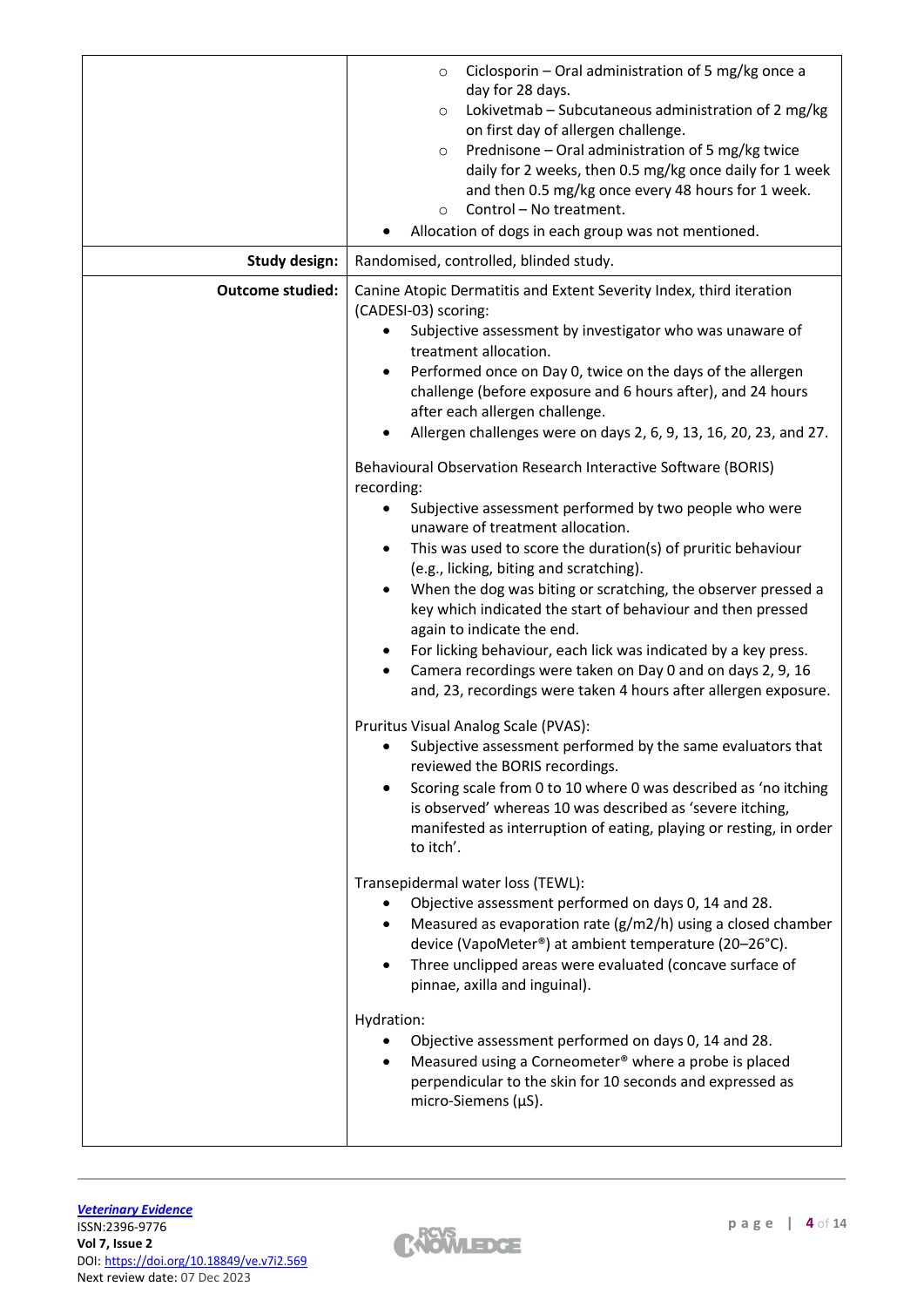| | |
|---|---|
| | <ul><li>Ciclosporin – Oral administration of 5 mg/kg once a day for 28 days.</li><li>Lokivetmab – Subcutaneous administration of 2 mg/kg on first day of allergen challenge.</li><li>Prednisone – Oral administration of 5 mg/kg twice daily for 2 weeks, then 0.5 mg/kg once daily for 1 week and then 0.5 mg/kg once every 48 hours for 1 week.</li><li>Control – No treatment.</li></ul><ul><li>Allocation of dogs in each group was not mentioned.</li></ul> |
| **Study design:** | Randomised, controlled, blinded study. |
| **Outcome studied:** | Canine Atopic Dermatitis and Extent Severity Index, third iteration (CADESI-03) scoring:<ul><li>Subjective assessment by investigator who was unaware of treatment allocation.</li><li>Performed once on Day 0, twice on the days of the allergen challenge (before exposure and 6 hours after), and 24 hours after each allergen challenge.</li><li>Allergen challenges were on days 2, 6, 9, 13, 16, 20, 23, and 27.</li></ul>Behavioural Observation Research Interactive Software (BORIS) recording:<ul><li>Subjective assessment performed by two people who were unaware of treatment allocation.</li><li>This was used to score the duration(s) of pruritic behaviour (e.g., licking, biting and scratching).</li><li>When the dog was biting or scratching, the observer pressed a key which indicated the start of behaviour and then pressed again to indicate the end.</li><li>For licking behaviour, each lick was indicated by a key press.</li><li>Camera recordings were taken on Day 0 and on days 2, 9, 16 and, 23, recordings were taken 4 hours after allergen exposure.</li></ul>Pruritus Visual Analog Scale (PVAS):<ul><li>Subjective assessment performed by the same evaluators that reviewed the BORIS recordings.</li><li>Scoring scale from 0 to 10 where 0 was described as 'no itching is observed' whereas 10 was described as 'severe itching, manifested as interruption of eating, playing or resting, in order to itch'.</li></ul>Transepidermal water loss (TEWL):<ul><li>Objective assessment performed on days 0, 14 and 28.</li><li>Measured as evaporation rate (g/m2/h) using a closed chamber device (VapoMeter®) at ambient temperature (20–26°C).</li><li>Three unclipped areas were evaluated (concave surface of pinnae, axilla and inguinal).</li></ul>Hydration:<ul><li>Objective assessment performed on days 0, 14 and 28.</li><li>Measured using a Corneometer® where a probe is placed perpendicular to the skin for 10 seconds and expressed as micro-Siemens (µS).</li></ul> |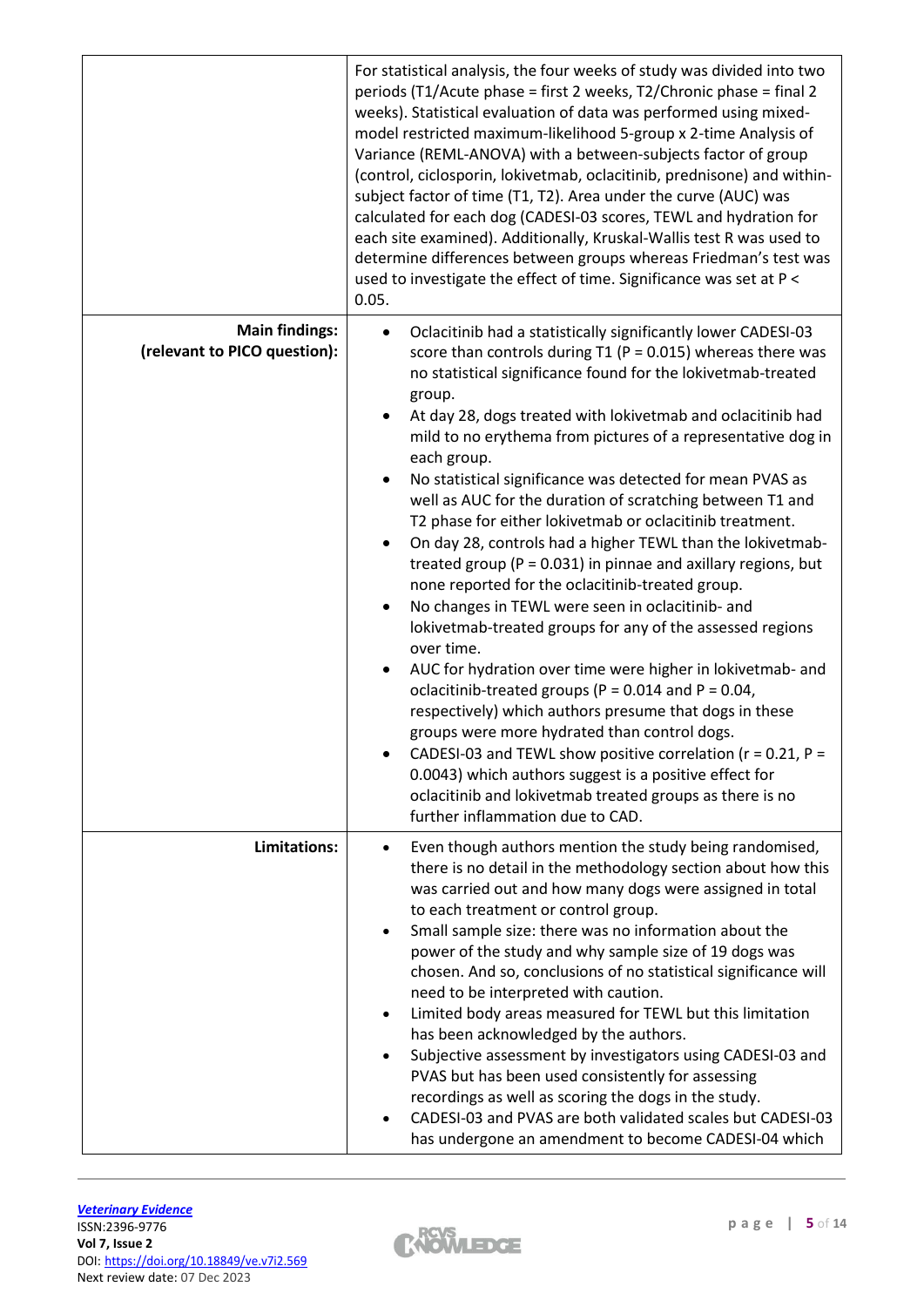| | |
|---|---|
| | For statistical analysis, the four weeks of study was divided into two periods (T1/Acute phase = first 2 weeks, T2/Chronic phase = final 2 weeks). Statistical evaluation of data was performed using mixed-model restricted maximum-likelihood 5-group x 2-time Analysis of Variance (REML-ANOVA) with a between-subjects factor of group (control, ciclosporin, lokivetmab, oclacitinib, prednisone) and within-subject factor of time (T1, T2). Area under the curve (AUC) was calculated for each dog (CADESI-03 scores, TEWL and hydration for each site examined). Additionally, Kruskal-Wallis test R was used to determine differences between groups whereas Friedman's test was used to investigate the effect of time. Significance was set at $P < 0.05$. |
| **Main findings: (relevant to PICO question):** | • Oclacitinib had a statistically significantly lower CADESI-03 score than controls during T1 ($P = 0.015$) whereas there was no statistical significance found for the lokivetmab-treated group.<br>• At day 28, dogs treated with lokivetmab and oclacitinib had mild to no erythema from pictures of a representative dog in each group.<br>• No statistical significance was detected for mean PVAS as well as AUC for the duration of scratching between T1 and T2 phase for either lokivetmab or oclacitinib treatment.<br>• On day 28, controls had a higher TEWL than the lokivetmab-treated group ($P = 0.031$) in pinnae and axillary regions, but none reported for the oclacitinib-treated group.<br>• No changes in TEWL were seen in oclacitinib- and lokivetmab-treated groups for any of the assessed regions over time.<br>• AUC for hydration over time were higher in lokivetmab- and oclacitinib-treated groups ($P = 0.014$ and $P = 0.04$, respectively) which authors presume that dogs in these groups were more hydrated than control dogs.<br>• CADESI-03 and TEWL show positive correlation ($r = 0.21$, $P = 0.0043$) which authors suggest is a positive effect for oclacitinib and lokivetmab treated groups as there is no further inflammation due to CAD. |
| **Limitations:** | • Even though authors mention the study being randomised, there is no detail in the methodology section about how this was carried out and how many dogs were assigned in total to each treatment or control group.<br>• Small sample size: there was no information about the power of the study and why sample size of 19 dogs was chosen. And so, conclusions of no statistical significance will need to be interpreted with caution.<br>• Limited body areas measured for TEWL but this limitation has been acknowledged by the authors.<br>• Subjective assessment by investigators using CADESI-03 and PVAS but has been used consistently for assessing recordings as well as scoring the dogs in the study.<br>• CADESI-03 and PVAS are both validated scales but CADESI-03 has undergone an amendment to become CADESI-04 which |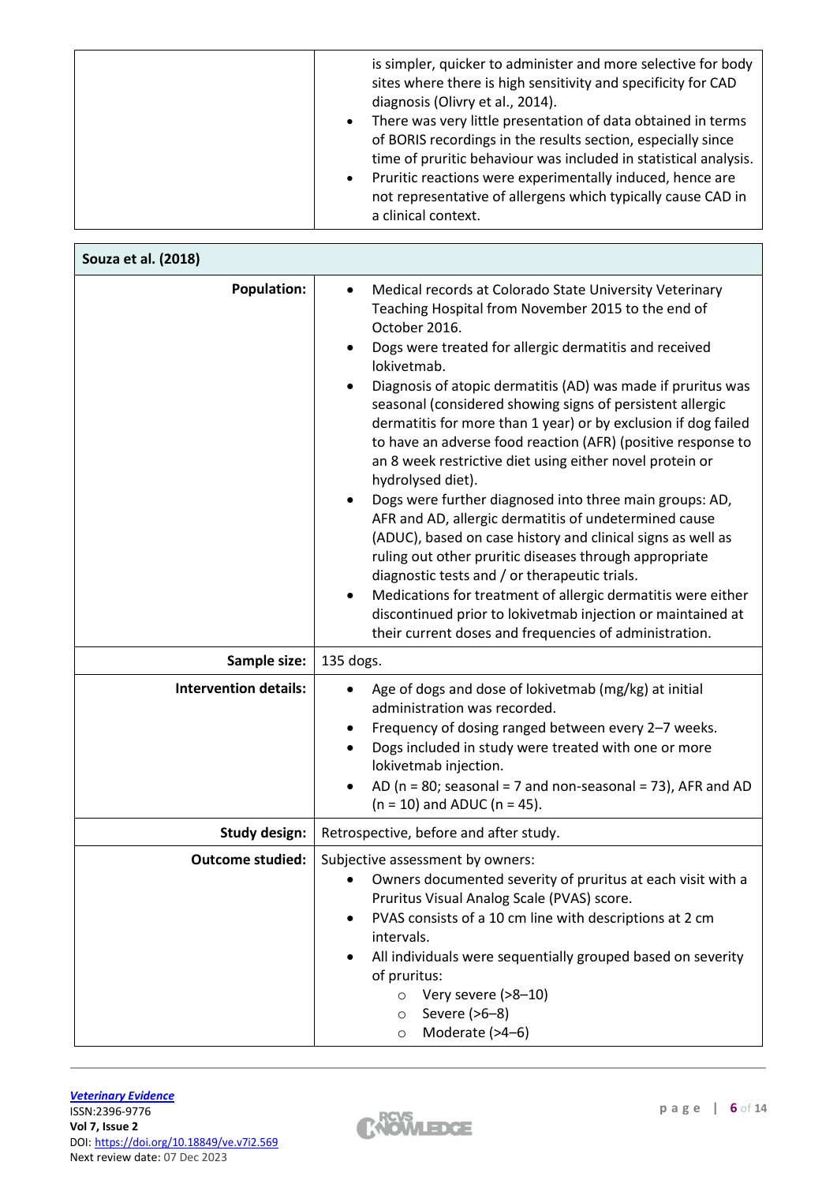| | |
|---|---|
| | • is simpler, quicker to administer and more selective for body sites where there is high sensitivity and specificity for CAD diagnosis (Olivry et al., 2014).<br>• There was very little presentation of data obtained in terms of BORIS recordings in the results section, especially since time of pruritic behaviour was included in statistical analysis.<br>• Pruritic reactions were experimentally induced, hence are not representative of allergens which typically cause CAD in a clinical context. |

| **Souza et al. (2018)** | |
|---|---|
| **Population:** | • Medical records at Colorado State University Veterinary Teaching Hospital from November 2015 to the end of October 2016.<br>• Dogs were treated for allergic dermatitis and received lokivetmab.<br>• Diagnosis of atopic dermatitis (AD) was made if pruritus was seasonal (considered showing signs of persistent allergic dermatitis for more than 1 year) or by exclusion if dog failed to have an adverse food reaction (AFR) (positive response to an 8 week restrictive diet using either novel protein or hydrolysed diet).<br>• Dogs were further diagnosed into three main groups: AD, AFR and AD, allergic dermatitis of undetermined cause (ADUC), based on case history and clinical signs as well as ruling out other pruritic diseases through appropriate diagnostic tests and / or therapeutic trials.<br>• Medications for treatment of allergic dermatitis were either discontinued prior to lokivetmab injection or maintained at their current doses and frequencies of administration. |
| **Sample size:** | 135 dogs. |
| **Intervention details:** | • Age of dogs and dose of lokivetmab (mg/kg) at initial administration was recorded.<br>• Frequency of dosing ranged between every 2–7 weeks.<br>• Dogs included in study were treated with one or more lokivetmab injection.<br>• AD (n = 80; seasonal = 7 and non-seasonal = 73), AFR and AD (n = 10) and ADUC (n = 45). |
| **Study design:** | Retrospective, before and after study. |
| **Outcome studied:** | Subjective assessment by owners:<br>• Owners documented severity of pruritus at each visit with a Pruritus Visual Analog Scale (PVAS) score.<br>• PVAS consists of a 10 cm line with descriptions at 2 cm intervals.<br>• All individuals were sequentially grouped based on severity of pruritus:<br>&nbsp;&nbsp;&nbsp;&nbsp;○ Very severe (>8–10)<br>&nbsp;&nbsp;&nbsp;&nbsp;○ Severe (>6–8)<br>&nbsp;&nbsp;&nbsp;&nbsp;○ Moderate (>4–6) |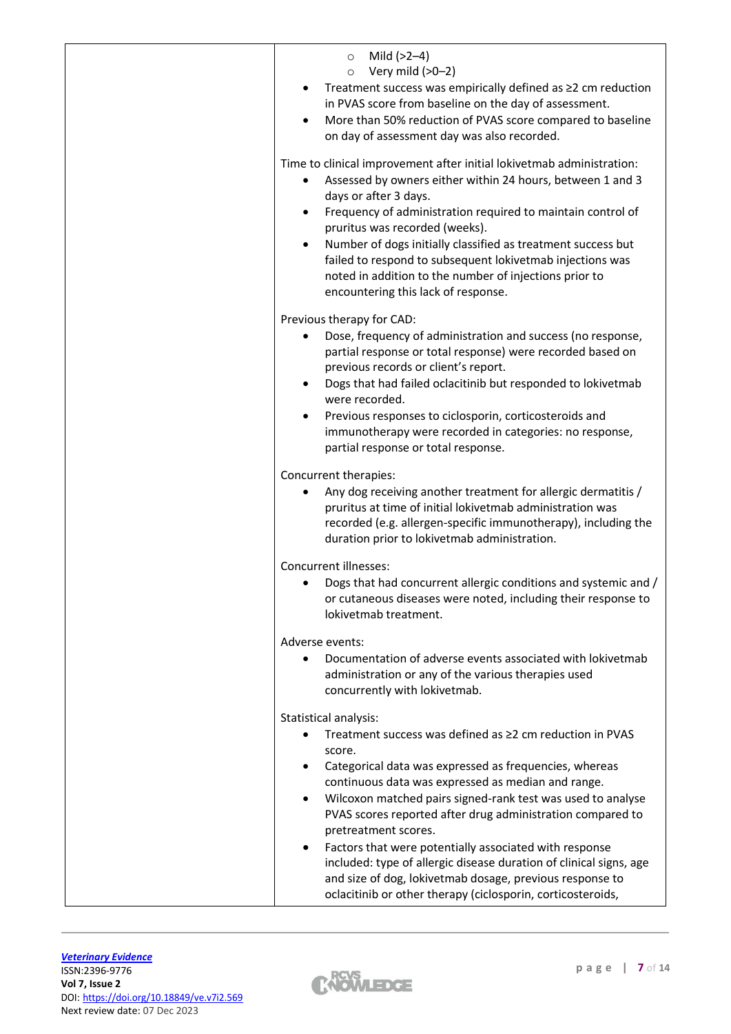| | ◦ Mild (>2–4)<br>◦ Very mild (>0–2)<br>• Treatment success was empirically defined as ≥2 cm reduction in PVAS score from baseline on the day of assessment.<br>• More than 50% reduction of PVAS score compared to baseline on day of assessment day was also recorded.<br><br>Time to clinical improvement after initial lokivetmab administration:<br>• Assessed by owners either within 24 hours, between 1 and 3 days or after 3 days.<br>• Frequency of administration required to maintain control of pruritus was recorded (weeks).<br>• Number of dogs initially classified as treatment success but failed to respond to subsequent lokivetmab injections was noted in addition to the number of injections prior to encountering this lack of response.<br><br>Previous therapy for CAD:<br>• Dose, frequency of administration and success (no response, partial response or total response) were recorded based on previous records or client's report.<br>• Dogs that had failed oclacitinib but responded to lokivetmab were recorded.<br>• Previous responses to ciclosporin, corticosteroids and immunotherapy were recorded in categories: no response, partial response or total response.<br><br>Concurrent therapies:<br>• Any dog receiving another treatment for allergic dermatitis / pruritus at time of initial lokivetmab administration was recorded (e.g. allergen-specific immunotherapy), including the duration prior to lokivetmab administration.<br><br>Concurrent illnesses:<br>• Dogs that had concurrent allergic conditions and systemic and / or cutaneous diseases were noted, including their response to lokivetmab treatment.<br><br>Adverse events:<br>• Documentation of adverse events associated with lokivetmab administration or any of the various therapies used concurrently with lokivetmab.<br><br>Statistical analysis:<br>• Treatment success was defined as ≥2 cm reduction in PVAS score.<br>• Categorical data was expressed as frequencies, whereas continuous data was expressed as median and range.<br>• Wilcoxon matched pairs signed-rank test was used to analyse PVAS scores reported after drug administration compared to pretreatment scores.<br>• Factors that were potentially associated with response included: type of allergic disease duration of clinical signs, age and size of dog, lokivetmab dosage, previous response to oclacitinib or other therapy (ciclosporin, corticosteroids, |
|---|---|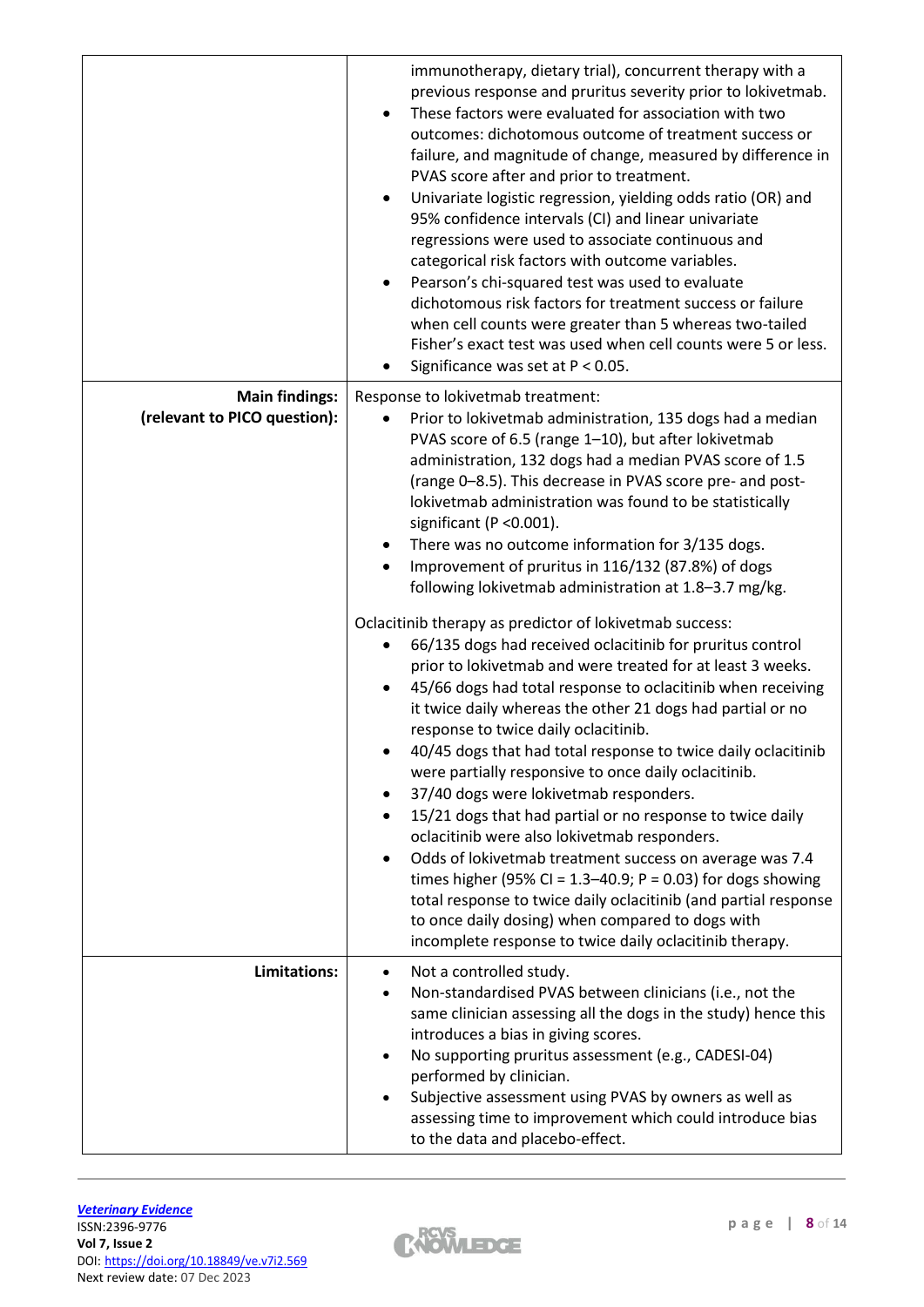| | |
|---|---|
| | immunotherapy, dietary trial), concurrent therapy with a previous response and pruritus severity prior to lokivetmab.<br>• These factors were evaluated for association with two outcomes: dichotomous outcome of treatment success or failure, and magnitude of change, measured by difference in PVAS score after and prior to treatment.<br>• Univariate logistic regression, yielding odds ratio (OR) and 95% confidence intervals (CI) and linear univariate regressions were used to associate continuous and categorical risk factors with outcome variables.<br>• Pearson's chi-squared test was used to evaluate dichotomous risk factors for treatment success or failure when cell counts were greater than 5 whereas two-tailed Fisher's exact test was used when cell counts were 5 or less.<br>• Significance was set at $P < 0.05$. |
| **Main findings: (relevant to PICO question):** | Response to lokivetmab treatment:<br>• Prior to lokivetmab administration, 135 dogs had a median PVAS score of 6.5 (range 1–10), but after lokivetmab administration, 132 dogs had a median PVAS score of 1.5 (range 0–8.5). This decrease in PVAS score pre- and post-lokivetmab administration was found to be statistically significant ($P < 0.001$).<br>• There was no outcome information for 3/135 dogs.<br>• Improvement of pruritus in 116/132 (87.8%) of dogs following lokivetmab administration at 1.8–3.7 mg/kg.<br><br>Oclacitinib therapy as predictor of lokivetmab success:<br>• 66/135 dogs had received oclacitinib for pruritus control prior to lokivetmab and were treated for at least 3 weeks.<br>• 45/66 dogs had total response to oclacitinib when receiving it twice daily whereas the other 21 dogs had partial or no response to twice daily oclacitinib.<br>• 40/45 dogs that had total response to twice daily oclacitinib were partially responsive to once daily oclacitinib.<br>• 37/40 dogs were lokivetmab responders.<br>• 15/21 dogs that had partial or no response to twice daily oclacitinib were also lokivetmab responders.<br>• Odds of lokivetmab treatment success on average was 7.4 times higher (95% CI = 1.3–40.9; $P = 0.03$) for dogs showing total response to twice daily oclacitinib (and partial response to once daily dosing) when compared to dogs with incomplete response to twice daily oclacitinib therapy. |
| **Limitations:** | • Not a controlled study.<br>• Non-standardised PVAS between clinicians (i.e., not the same clinician assessing all the dogs in the study) hence this introduces a bias in giving scores.<br>• No supporting pruritus assessment (e.g., CADESI-04) performed by clinician.<br>• Subjective assessment using PVAS by owners as well as assessing time to improvement which could introduce bias to the data and placebo-effect. |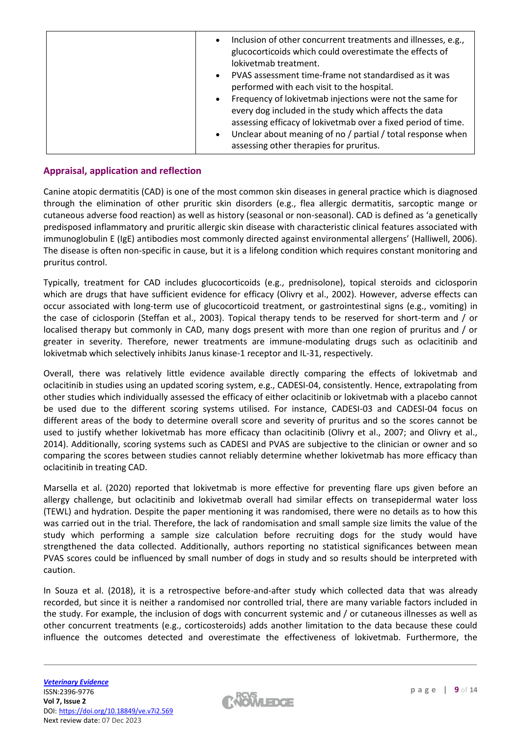| | • Inclusion of other concurrent treatments and illnesses, e.g., glucocorticoids which could overestimate the effects of lokivetmab treatment.<br>• PVAS assessment time-frame not standardised as it was performed with each visit to the hospital.<br>• Frequency of lokivetmab injections were not the same for every dog included in the study which affects the data assessing efficacy of lokivetmab over a fixed period of time.<br>• Unclear about meaning of no / partial / total response when assessing other therapies for pruritus. |
|---|---|

## Appraisal, application and reflection

Canine atopic dermatitis (CAD) is one of the most common skin diseases in general practice which is diagnosed through the elimination of other pruritic skin disorders (e.g., flea allergic dermatitis, sarcoptic mange or cutaneous adverse food reaction) as well as history (seasonal or non-seasonal). CAD is defined as 'a genetically predisposed inflammatory and pruritic allergic skin disease with characteristic clinical features associated with immunoglobulin E (IgE) antibodies most commonly directed against environmental allergens' (Halliwell, 2006). The disease is often non-specific in cause, but it is a lifelong condition which requires constant monitoring and pruritus control.

Typically, treatment for CAD includes glucocorticoids (e.g., prednisolone), topical steroids and ciclosporin which are drugs that have sufficient evidence for efficacy (Olivry et al., 2002). However, adverse effects can occur associated with long-term use of glucocorticoid treatment, or gastrointestinal signs (e.g., vomiting) in the case of ciclosporin (Steffan et al., 2003). Topical therapy tends to be reserved for short-term and / or localised therapy but commonly in CAD, many dogs present with more than one region of pruritus and / or greater in severity. Therefore, newer treatments are immune-modulating drugs such as oclacitinib and lokivetmab which selectively inhibits Janus kinase-1 receptor and IL-31, respectively.

Overall, there was relatively little evidence available directly comparing the effects of lokivetmab and oclacitinib in studies using an updated scoring system, e.g., CADESI-04, consistently. Hence, extrapolating from other studies which individually assessed the efficacy of either oclacitinib or lokivetmab with a placebo cannot be used due to the different scoring systems utilised. For instance, CADESI-03 and CADESI-04 focus on different areas of the body to determine overall score and severity of pruritus and so the scores cannot be used to justify whether lokivetmab has more efficacy than oclacitinib (Olivry et al., 2007; and Olivry et al., 2014). Additionally, scoring systems such as CADESI and PVAS are subjective to the clinician or owner and so comparing the scores between studies cannot reliably determine whether lokivetmab has more efficacy than oclacitinib in treating CAD.

Marsella et al. (2020) reported that lokivetmab is more effective for preventing flare ups given before an allergy challenge, but oclacitinib and lokivetmab overall had similar effects on transepidermal water loss (TEWL) and hydration. Despite the paper mentioning it was randomised, there were no details as to how this was carried out in the trial. Therefore, the lack of randomisation and small sample size limits the value of the study which performing a sample size calculation before recruiting dogs for the study would have strengthened the data collected. Additionally, authors reporting no statistical significances between mean PVAS scores could be influenced by small number of dogs in study and so results should be interpreted with caution.

In Souza et al. (2018), it is a retrospective before-and-after study which collected data that was already recorded, but since it is neither a randomised nor controlled trial, there are many variable factors included in the study. For example, the inclusion of dogs with concurrent systemic and / or cutaneous illnesses as well as other concurrent treatments (e.g., corticosteroids) adds another limitation to the data because these could influence the outcomes detected and overestimate the effectiveness of lokivetmab. Furthermore, the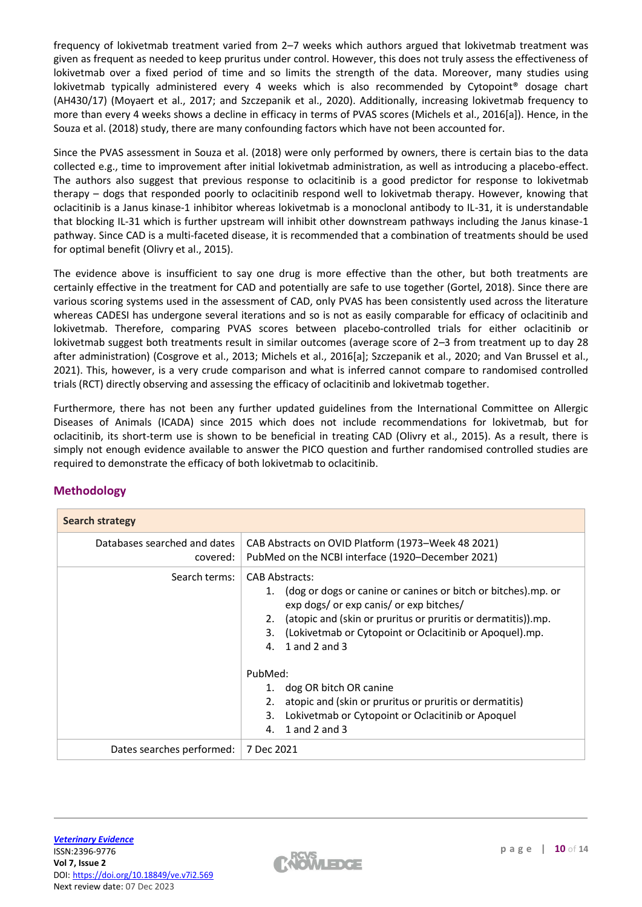frequency of lokivetmab treatment varied from 2–7 weeks which authors argued that lokivetmab treatment was given as frequent as needed to keep pruritus under control. However, this does not truly assess the effectiveness of lokivetmab over a fixed period of time and so limits the strength of the data. Moreover, many studies using lokivetmab typically administered every 4 weeks which is also recommended by Cytopoint® dosage chart (AH430/17) (Moyaert et al., 2017; and Szczepanik et al., 2020). Additionally, increasing lokivetmab frequency to more than every 4 weeks shows a decline in efficacy in terms of PVAS scores (Michels et al., 2016[a]). Hence, in the Souza et al. (2018) study, there are many confounding factors which have not been accounted for.

Since the PVAS assessment in Souza et al. (2018) were only performed by owners, there is certain bias to the data collected e.g., time to improvement after initial lokivetmab administration, as well as introducing a placebo-effect. The authors also suggest that previous response to oclacitinib is a good predictor for response to lokivetmab therapy – dogs that responded poorly to oclacitinib respond well to lokivetmab therapy. However, knowing that oclacitinib is a Janus kinase-1 inhibitor whereas lokivetmab is a monoclonal antibody to IL-31, it is understandable that blocking IL-31 which is further upstream will inhibit other downstream pathways including the Janus kinase-1 pathway. Since CAD is a multi-faceted disease, it is recommended that a combination of treatments should be used for optimal benefit (Olivry et al., 2015).

The evidence above is insufficient to say one drug is more effective than the other, but both treatments are certainly effective in the treatment for CAD and potentially are safe to use together (Gortel, 2018). Since there are various scoring systems used in the assessment of CAD, only PVAS has been consistently used across the literature whereas CADESI has undergone several iterations and so is not as easily comparable for efficacy of oclacitinib and lokivetmab. Therefore, comparing PVAS scores between placebo-controlled trials for either oclacitinib or lokivetmab suggest both treatments result in similar outcomes (average score of 2–3 from treatment up to day 28 after administration) (Cosgrove et al., 2013; Michels et al., 2016[a]; Szczepanik et al., 2020; and Van Brussel et al., 2021). This, however, is a very crude comparison and what is inferred cannot compare to randomised controlled trials (RCT) directly observing and assessing the efficacy of oclacitinib and lokivetmab together.

Furthermore, there has not been any further updated guidelines from the International Committee on Allergic Diseases of Animals (ICADA) since 2015 which does not include recommendations for lokivetmab, but for oclacitinib, its short-term use is shown to be beneficial in treating CAD (Olivry et al., 2015). As a result, there is simply not enough evidence available to answer the PICO question and further randomised controlled studies are required to demonstrate the efficacy of both lokivetmab to oclacitinib.

## Methodology

| Search strategy | |
|---|---|
| Databases searched and dates covered: | CAB Abstracts on OVID Platform (1973–Week 48 2021)<br>PubMed on the NCBI interface (1920–December 2021) |
| Search terms: | CAB Abstracts:<br>1. (dog or dogs or canine or canines or bitch or bitches).mp. or exp dogs/ or exp canis/ or exp bitches/<br>2. (atopic and (skin or pruritus or pruritis or dermatitis)).mp.<br>3. (Lokivetmab or Cytopoint or Oclacitinib or Apoquel).mp.<br>4. 1 and 2 and 3<br><br>PubMed:<br>1. dog OR bitch OR canine<br>2. atopic and (skin or pruritus or pruritis or dermatitis)<br>3. Lokivetmab or Cytopoint or Oclacitinib or Apoquel<br>4. 1 and 2 and 3 |
| Dates searches performed: | 7 Dec 2021 |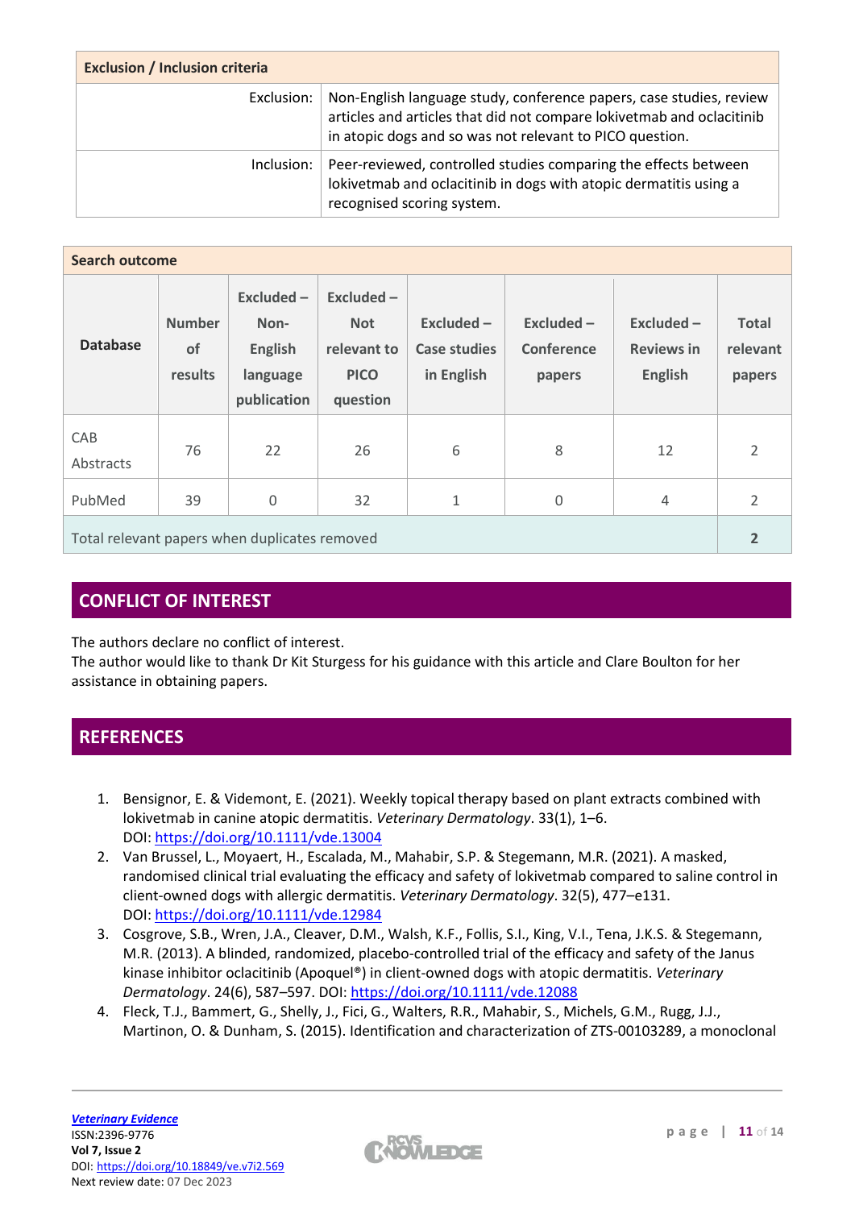| Exclusion / Inclusion criteria | |
|---|---|
| Exclusion: | Non-English language study, conference papers, case studies, review articles and articles that did not compare lokivetmab and oclacitinib in atopic dogs and so was not relevant to PICO question. |
| Inclusion: | Peer-reviewed, controlled studies comparing the effects between lokivetmab and oclacitinib in dogs with atopic dermatitis using a recognised scoring system. |

| Search outcome | | | | | | | |
|---|---|---|---|---|---|---|---|
| Database | Number of results | Excluded – Non-English language publication | Excluded – Not relevant to PICO question | Excluded – Case studies in English | Excluded – Conference papers | Excluded – Reviews in English | Total relevant papers |
| CAB Abstracts | 76 | 22 | 26 | 6 | 8 | 12 | 2 |
| PubMed | 39 | 0 | 32 | 1 | 0 | 4 | 2 |
| Total relevant papers when duplicates removed | | | | | | | 2 |

## CONFLICT OF INTEREST

The authors declare no conflict of interest.
The author would like to thank Dr Kit Sturgess for his guidance with this article and Clare Boulton for her assistance in obtaining papers.

## REFERENCES

1. Bensignor, E. & Videmont, E. (2021). Weekly topical therapy based on plant extracts combined with lokivetmab in canine atopic dermatitis. *Veterinary Dermatology*. 33(1), 1–6. DOI: https://doi.org/10.1111/vde.13004
2. Van Brussel, L., Moyaert, H., Escalada, M., Mahabir, S.P. & Stegemann, M.R. (2021). A masked, randomised clinical trial evaluating the efficacy and safety of lokivetmab compared to saline control in client-owned dogs with allergic dermatitis. *Veterinary Dermatology*. 32(5), 477–e131. DOI: https://doi.org/10.1111/vde.12984
3. Cosgrove, S.B., Wren, J.A., Cleaver, D.M., Walsh, K.F., Follis, S.I., King, V.I., Tena, J.K.S. & Stegemann, M.R. (2013). A blinded, randomized, placebo-controlled trial of the efficacy and safety of the Janus kinase inhibitor oclacitinib (Apoquel®) in client-owned dogs with atopic dermatitis. *Veterinary Dermatology*. 24(6), 587–597. DOI: https://doi.org/10.1111/vde.12088
4. Fleck, T.J., Bammert, G., Shelly, J., Fici, G., Walters, R.R., Mahabir, S., Michels, G.M., Rugg, J.J., Martinon, O. & Dunham, S. (2015). Identification and characterization of ZTS-00103289, a monoclonal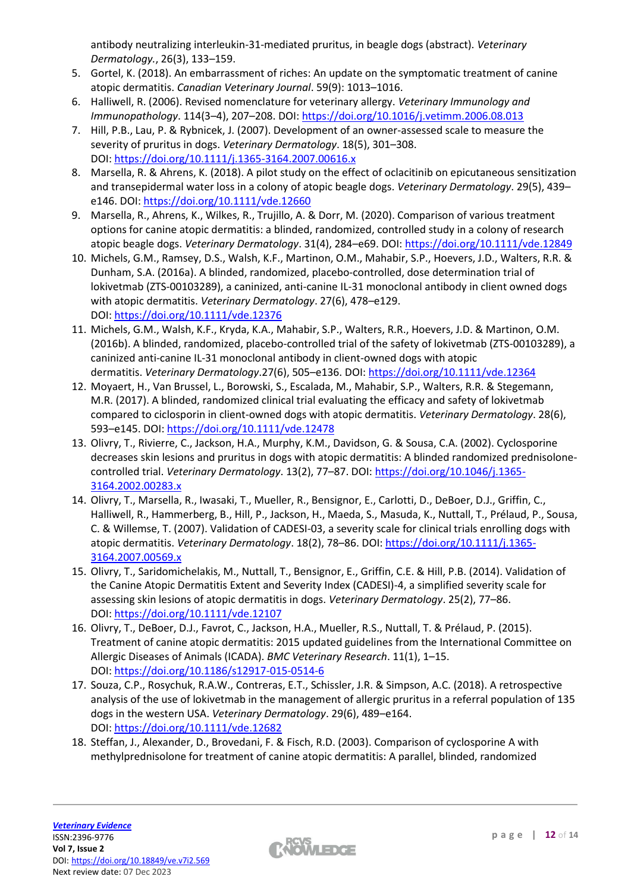antibody neutralizing interleukin-31-mediated pruritus, in beagle dogs (abstract). *Veterinary Dermatology.*, 26(3), 133–159.

5. Gortel, K. (2018). An embarrassment of riches: An update on the symptomatic treatment of canine atopic dermatitis. *Canadian Veterinary Journal*. 59(9): 1013–1016.
6. Halliwell, R. (2006). Revised nomenclature for veterinary allergy. *Veterinary Immunology and Immunopathology*. 114(3–4), 207–208. DOI: https://doi.org/10.1016/j.vetimm.2006.08.013
7. Hill, P.B., Lau, P. & Rybnicek, J. (2007). Development of an owner-assessed scale to measure the severity of pruritus in dogs. *Veterinary Dermatology*. 18(5), 301–308. DOI: https://doi.org/10.1111/j.1365-3164.2007.00616.x
8. Marsella, R. & Ahrens, K. (2018). A pilot study on the effect of oclacitinib on epicutaneous sensitization and transepidermal water loss in a colony of atopic beagle dogs. *Veterinary Dermatology*. 29(5), 439–e146. DOI: https://doi.org/10.1111/vde.12660
9. Marsella, R., Ahrens, K., Wilkes, R., Trujillo, A. & Dorr, M. (2020). Comparison of various treatment options for canine atopic dermatitis: a blinded, randomized, controlled study in a colony of research atopic beagle dogs. *Veterinary Dermatology*. 31(4), 284–e69. DOI: https://doi.org/10.1111/vde.12849
10. Michels, G.M., Ramsey, D.S., Walsh, K.F., Martinon, O.M., Mahabir, S.P., Hoevers, J.D., Walters, R.R. & Dunham, S.A. (2016a). A blinded, randomized, placebo-controlled, dose determination trial of lokivetmab (ZTS-00103289), a caninized, anti-canine IL-31 monoclonal antibody in client owned dogs with atopic dermatitis. *Veterinary Dermatology*. 27(6), 478–e129. DOI: https://doi.org/10.1111/vde.12376
11. Michels, G.M., Walsh, K.F., Kryda, K.A., Mahabir, S.P., Walters, R.R., Hoevers, J.D. & Martinon, O.M. (2016b). A blinded, randomized, placebo-controlled trial of the safety of lokivetmab (ZTS-00103289), a caninized anti-canine IL-31 monoclonal antibody in client-owned dogs with atopic dermatitis. *Veterinary Dermatology*.27(6), 505–e136. DOI: https://doi.org/10.1111/vde.12364
12. Moyaert, H., Van Brussel, L., Borowski, S., Escalada, M., Mahabir, S.P., Walters, R.R. & Stegemann, M.R. (2017). A blinded, randomized clinical trial evaluating the efficacy and safety of lokivetmab compared to ciclosporin in client-owned dogs with atopic dermatitis. *Veterinary Dermatology*. 28(6), 593–e145. DOI: https://doi.org/10.1111/vde.12478
13. Olivry, T., Rivierre, C., Jackson, H.A., Murphy, K.M., Davidson, G. & Sousa, C.A. (2002). Cyclosporine decreases skin lesions and pruritus in dogs with atopic dermatitis: A blinded randomized prednisolone-controlled trial. *Veterinary Dermatology*. 13(2), 77–87. DOI: https://doi.org/10.1046/j.1365-3164.2002.00283.x
14. Olivry, T., Marsella, R., Iwasaki, T., Mueller, R., Bensignor, E., Carlotti, D., DeBoer, D.J., Griffin, C., Halliwell, R., Hammerberg, B., Hill, P., Jackson, H., Maeda, S., Masuda, K., Nuttall, T., Prélaud, P., Sousa, C. & Willemse, T. (2007). Validation of CADESI-03, a severity scale for clinical trials enrolling dogs with atopic dermatitis. *Veterinary Dermatology*. 18(2), 78–86. DOI: https://doi.org/10.1111/j.1365-3164.2007.00569.x
15. Olivry, T., Saridomichelakis, M., Nuttall, T., Bensignor, E., Griffin, C.E. & Hill, P.B. (2014). Validation of the Canine Atopic Dermatitis Extent and Severity Index (CADESI)-4, a simplified severity scale for assessing skin lesions of atopic dermatitis in dogs. *Veterinary Dermatology*. 25(2), 77–86. DOI: https://doi.org/10.1111/vde.12107
16. Olivry, T., DeBoer, D.J., Favrot, C., Jackson, H.A., Mueller, R.S., Nuttall, T. & Prélaud, P. (2015). Treatment of canine atopic dermatitis: 2015 updated guidelines from the International Committee on Allergic Diseases of Animals (ICADA). *BMC Veterinary Research*. 11(1), 1–15. DOI: https://doi.org/10.1186/s12917-015-0514-6
17. Souza, C.P., Rosychuk, R.A.W., Contreras, E.T., Schissler, J.R. & Simpson, A.C. (2018). A retrospective analysis of the use of lokivetmab in the management of allergic pruritus in a referral population of 135 dogs in the western USA. *Veterinary Dermatology*. 29(6), 489–e164. DOI: https://doi.org/10.1111/vde.12682
18. Steffan, J., Alexander, D., Brovedani, F. & Fisch, R.D. (2003). Comparison of cyclosporine A with methylprednisolone for treatment of canine atopic dermatitis: A parallel, blinded, randomized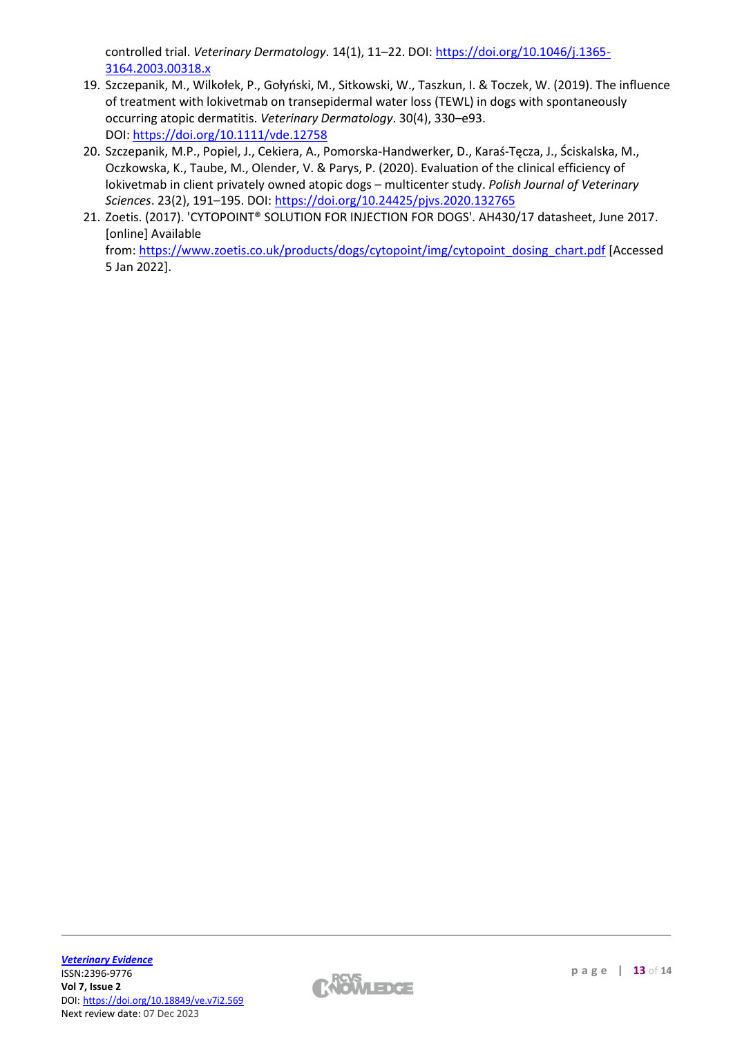controlled trial. *Veterinary Dermatology*. 14(1), 11–22. DOI: https://doi.org/10.1046/j.1365-3164.2003.00318.x

19. Szczepanik, M., Wilkołek, P., Gołyński, M., Sitkowski, W., Taszkun, I. & Toczek, W. (2019). The influence of treatment with lokivetmab on transepidermal water loss (TEWL) in dogs with spontaneously occurring atopic dermatitis. *Veterinary Dermatology*. 30(4), 330–e93. DOI: https://doi.org/10.1111/vde.12758
20. Szczepanik, M.P., Popiel, J., Cekiera, A., Pomorska-Handwerker, D., Karaś-Tęcza, J., Ściskalska, M., Oczkowska, K., Taube, M., Olender, V. & Parys, P. (2020). Evaluation of the clinical efficiency of lokivetmab in client privately owned atopic dogs – multicenter study. *Polish Journal of Veterinary Sciences*. 23(2), 191–195. DOI: https://doi.org/10.24425/pjvs.2020.132765
21. Zoetis. (2017). 'CYTOPOINT® SOLUTION FOR INJECTION FOR DOGS'. AH430/17 datasheet, June 2017. [online] Available from: https://www.zoetis.co.uk/products/dogs/cytopoint/img/cytopoint_dosing_chart.pdf [Accessed 5 Jan 2022].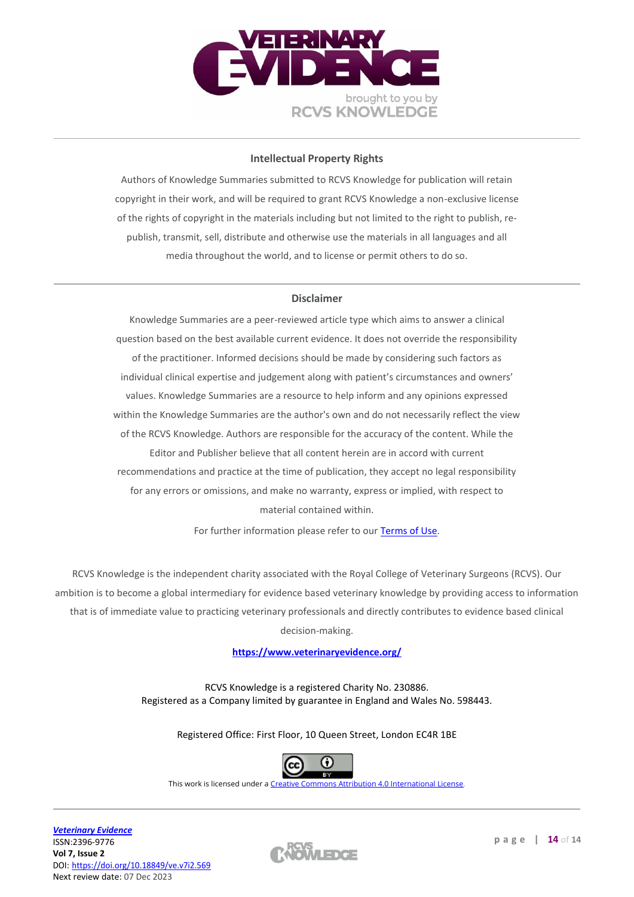## Intellectual Property Rights

Authors of Knowledge Summaries submitted to RCVS Knowledge for publication will retain copyright in their work, and will be required to grant RCVS Knowledge a non-exclusive license of the rights of copyright in the materials including but not limited to the right to publish, re-publish, transmit, sell, distribute and otherwise use the materials in all languages and all media throughout the world, and to license or permit others to do so.

## Disclaimer

Knowledge Summaries are a peer-reviewed article type which aims to answer a clinical question based on the best available current evidence. It does not override the responsibility of the practitioner. Informed decisions should be made by considering such factors as individual clinical expertise and judgement along with patient's circumstances and owners' values. Knowledge Summaries are a resource to help inform and any opinions expressed within the Knowledge Summaries are the author's own and do not necessarily reflect the view of the RCVS Knowledge. Authors are responsible for the accuracy of the content. While the Editor and Publisher believe that all content herein are in accord with current recommendations and practice at the time of publication, they accept no legal responsibility for any errors or omissions, and make no warranty, express or implied, with respect to material contained within.

For further information please refer to our [Terms of Use](https://www.veterinaryevidence.org/).

RCVS Knowledge is the independent charity associated with the Royal College of Veterinary Surgeons (RCVS). Our ambition is to become a global intermediary for evidence based veterinary knowledge by providing access to information that is of immediate value to practicing veterinary professionals and directly contributes to evidence based clinical decision-making.

**https://www.veterinaryevidence.org/**

RCVS Knowledge is a registered Charity No. 230886.
Registered as a Company limited by guarantee in England and Wales No. 598443.

Registered Office: First Floor, 10 Queen Street, London EC4R 1BE

This work is licensed under a Creative Commons Attribution 4.0 International License.

*Veterinary Evidence*
ISSN:2396-9776
**Vol 7, Issue 2**
DOI: https://doi.org/10.18849/ve.v7i2.569
Next review date: 07 Dec 2023